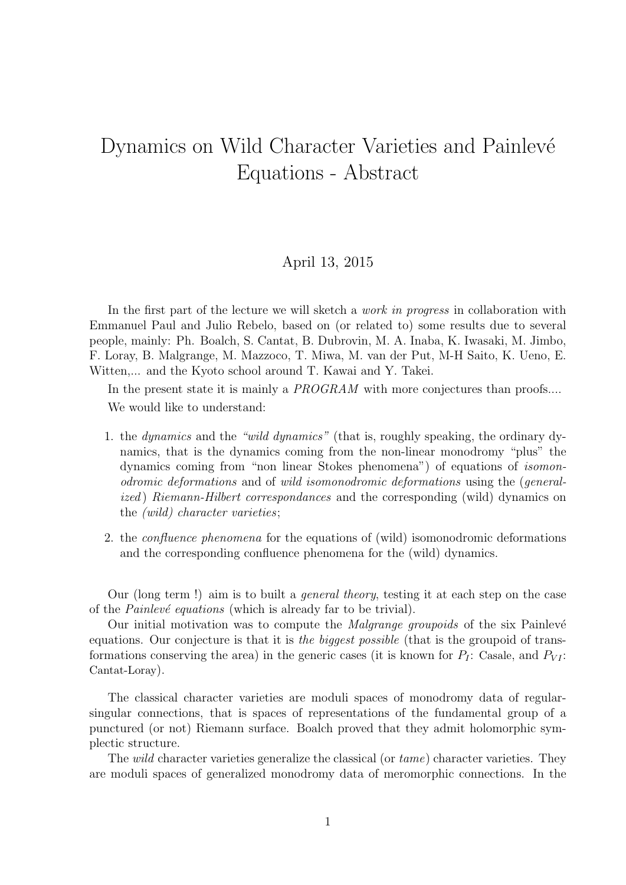# Dynamics on Wild Character Varieties and Painlevé Equations - Abstract

April 13, 2015

In the first part of the lecture we will sketch a *work in progress* in collaboration with Emmanuel Paul and Julio Rebelo, based on (or related to) some results due to several people, mainly: Ph. Boalch, S. Cantat, B. Dubrovin, M. A. Inaba, K. Iwasaki, M. Jimbo, F. Loray, B. Malgrange, M. Mazzoco, T. Miwa, M. van der Put, M-H Saito, K. Ueno, E. Witten,... and the Kyoto school around T. Kawai and Y. Takei.

In the present state it is mainly a *PROGRAM* with more conjectures than proofs....

We would like to understand:

1. the *dynamics* and the *"wild dynamics"* (that is, roughly speaking, the ordinary dynamics, that is the dynamics coming from the non-linear monodromy "plus" the dynamics coming from "non linear Stokes phenomena") of equations of *isomonodromic deformations* and of *wild isomonodromic deformations* using the (*generalized*) *Riemann-Hilbert correspondances* and the corresponding (wild) dynamics on the *(wild) character varieties*;
2. the *confluence phenomena* for the equations of (wild) isomonodromic deformations and the corresponding confluence phenomena for the (wild) dynamics.

Our (long term !) aim is to built a *general theory*, testing it at each step on the case of the *Painlevé equations* (which is already far to be trivial).

Our initial motivation was to compute the *Malgrange groupoids* of the six Painlevé equations. Our conjecture is that it is *the biggest possible* (that is the groupoid of transformations conserving the area) in the generic cases (it is known for $P_I$: Casale, and $P_{VI}$: Cantat-Loray).

The classical character varieties are moduli spaces of monodromy data of regular-singular connections, that is spaces of representations of the fundamental group of a punctured (or not) Riemann surface. Boalch proved that they admit holomorphic symplectic structure.

The *wild* character varieties generalize the classical (or *tame*) character varieties. They are moduli spaces of generalized monodromy data of meromorphic connections. In the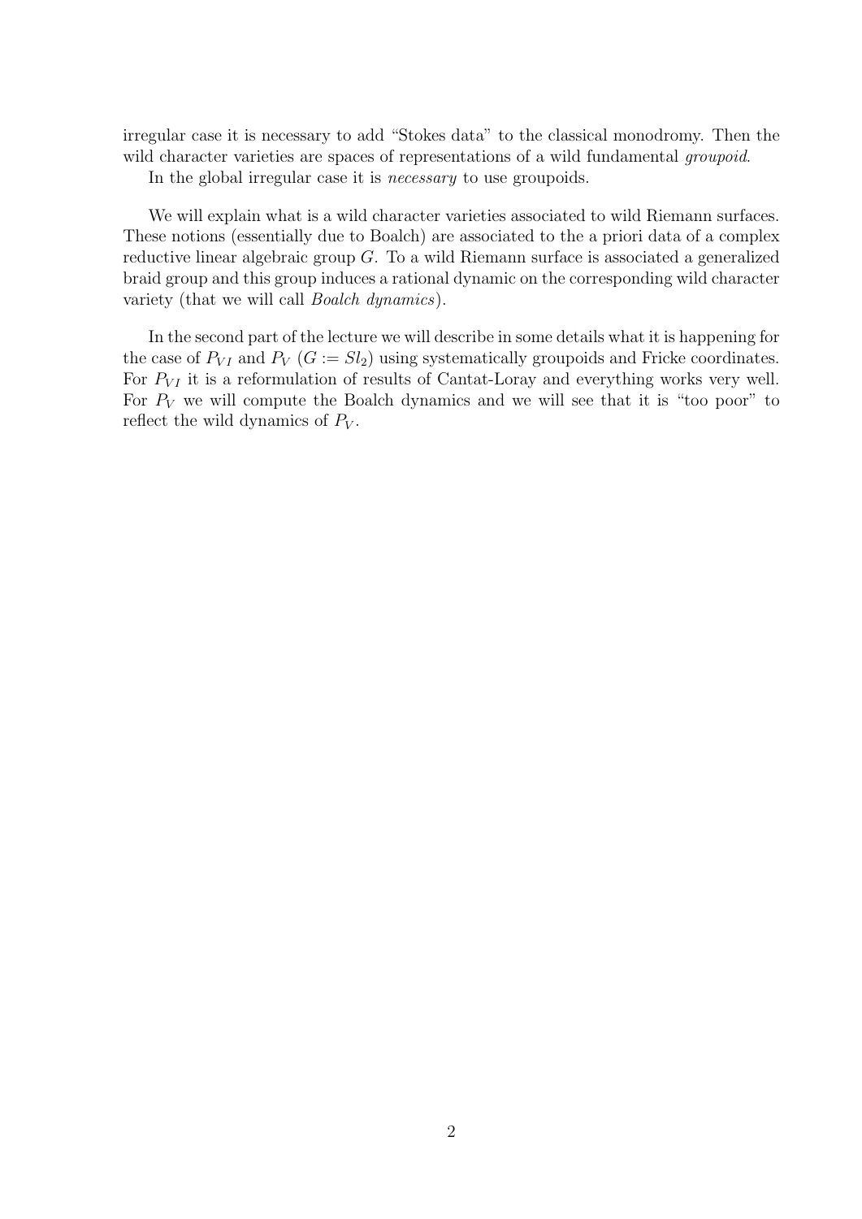irregular case it is necessary to add “Stokes data” to the classical monodromy. Then the wild character varieties are spaces of representations of a wild fundamental *groupoid*.

In the global irregular case it is *necessary* to use groupoids.

We will explain what is a wild character varieties associated to wild Riemann surfaces. These notions (essentially due to Boalch) are associated to the a priori data of a complex reductive linear algebraic group $G$. To a wild Riemann surface is associated a generalized braid group and this group induces a rational dynamic on the corresponding wild character variety (that we will call *Boalch dynamics*).

In the second part of the lecture we will describe in some details what it is happening for the case of $P_{VI}$ and $P_V$ ($G := Sl_2$) using systematically groupoids and Fricke coordinates. For $P_{VI}$ it is a reformulation of results of Cantat-Loray and everything works very well. For $P_V$ we will compute the Boalch dynamics and we will see that it is “too poor” to reflect the wild dynamics of $P_V$.